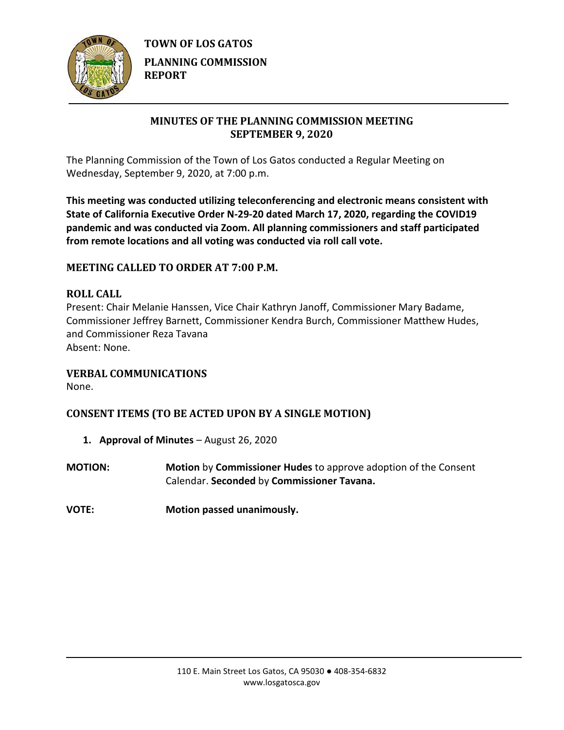**TOWN OF LOS GATOS**

**PLANNING COMMISSION REPORT**

## MINUTES OF THE PLANNING COMMISSION MEETING SEPTEMBER 9, 2020

The Planning Commission of the Town of Los Gatos conducted a Regular Meeting on Wednesday, September 9, 2020, at 7:00 p.m.

**This meeting was conducted utilizing teleconferencing and electronic means consistent with State of California Executive Order N-29-20 dated March 17, 2020, regarding the COVID19 pandemic and was conducted via Zoom. All planning commissioners and staff participated from remote locations and all voting was conducted via roll call vote.**

### MEETING CALLED TO ORDER AT 7:00 P.M.

### ROLL CALL

Present: Chair Melanie Hanssen, Vice Chair Kathryn Janoff, Commissioner Mary Badame, Commissioner Jeffrey Barnett, Commissioner Kendra Burch, Commissioner Matthew Hudes, and Commissioner Reza Tavana

Absent: None.

### VERBAL COMMUNICATIONS

None.

### CONSENT ITEMS (TO BE ACTED UPON BY A SINGLE MOTION)

1. **Approval of Minutes** – August 26, 2020

**MOTION:** **Motion** by **Commissioner Hudes** to approve adoption of the Consent Calendar. **Seconded** by **Commissioner Tavana.**

**VOTE:** **Motion passed unanimously.**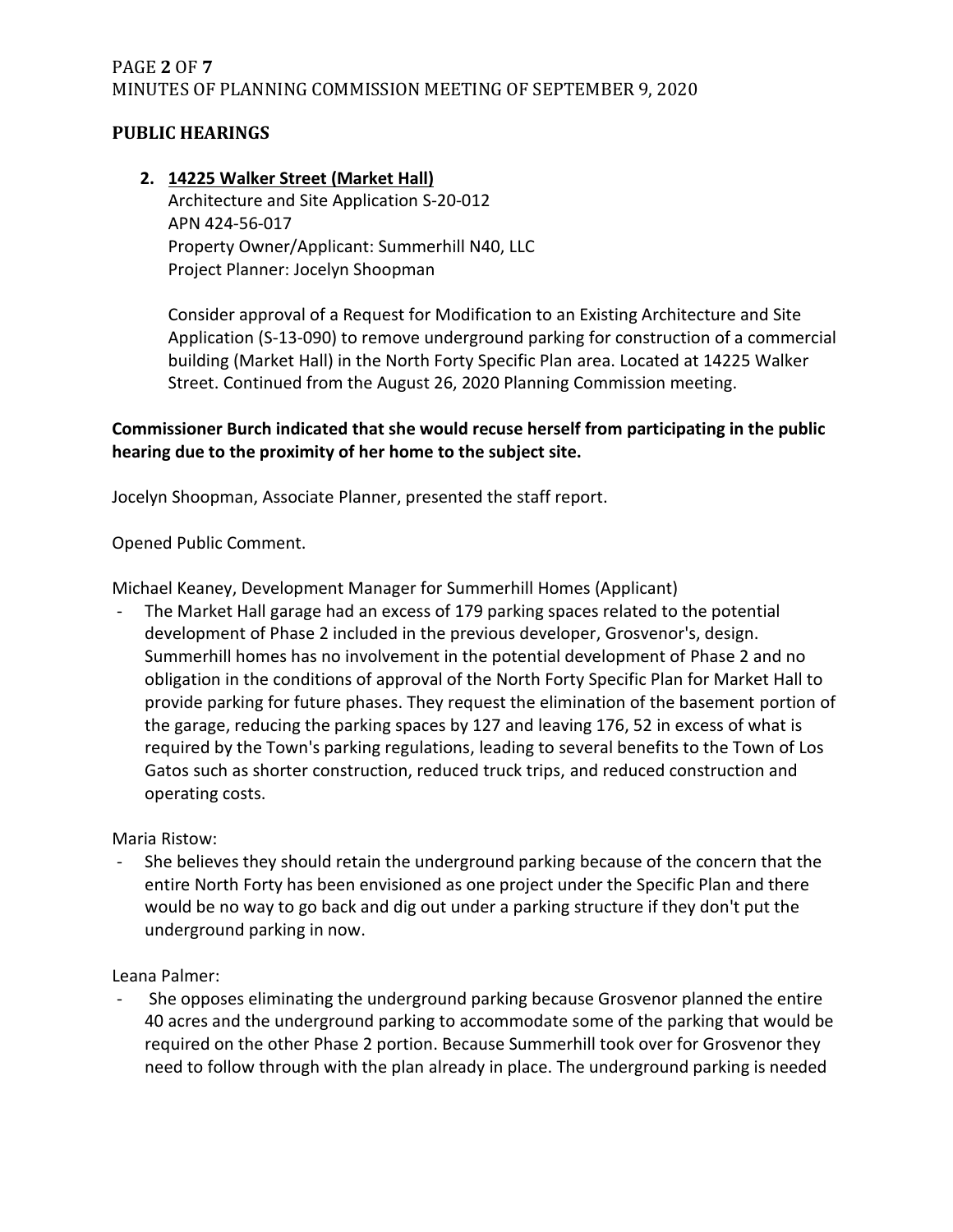## PUBLIC HEARINGS

2. **14225 Walker Street (Market Hall)**
   Architecture and Site Application S-20-012
   APN 424-56-017
   Property Owner/Applicant: Summerhill N40, LLC
   Project Planner: Jocelyn Shoopman

   Consider approval of a Request for Modification to an Existing Architecture and Site Application (S-13-090) to remove underground parking for construction of a commercial building (Market Hall) in the North Forty Specific Plan area. Located at 14225 Walker Street. Continued from the August 26, 2020 Planning Commission meeting.

**Commissioner Burch indicated that she would recuse herself from participating in the public hearing due to the proximity of her home to the subject site.**

Jocelyn Shoopman, Associate Planner, presented the staff report.

Opened Public Comment.

Michael Keaney, Development Manager for Summerhill Homes (Applicant)

- The Market Hall garage had an excess of 179 parking spaces related to the potential development of Phase 2 included in the previous developer, Grosvenor's, design. Summerhill homes has no involvement in the potential development of Phase 2 and no obligation in the conditions of approval of the North Forty Specific Plan for Market Hall to provide parking for future phases. They request the elimination of the basement portion of the garage, reducing the parking spaces by 127 and leaving 176, 52 in excess of what is required by the Town's parking regulations, leading to several benefits to the Town of Los Gatos such as shorter construction, reduced truck trips, and reduced construction and operating costs.

Maria Ristow:

- She believes they should retain the underground parking because of the concern that the entire North Forty has been envisioned as one project under the Specific Plan and there would be no way to go back and dig out under a parking structure if they don't put the underground parking in now.

Leana Palmer:

- She opposes eliminating the underground parking because Grosvenor planned the entire 40 acres and the underground parking to accommodate some of the parking that would be required on the other Phase 2 portion. Because Summerhill took over for Grosvenor they need to follow through with the plan already in place. The underground parking is needed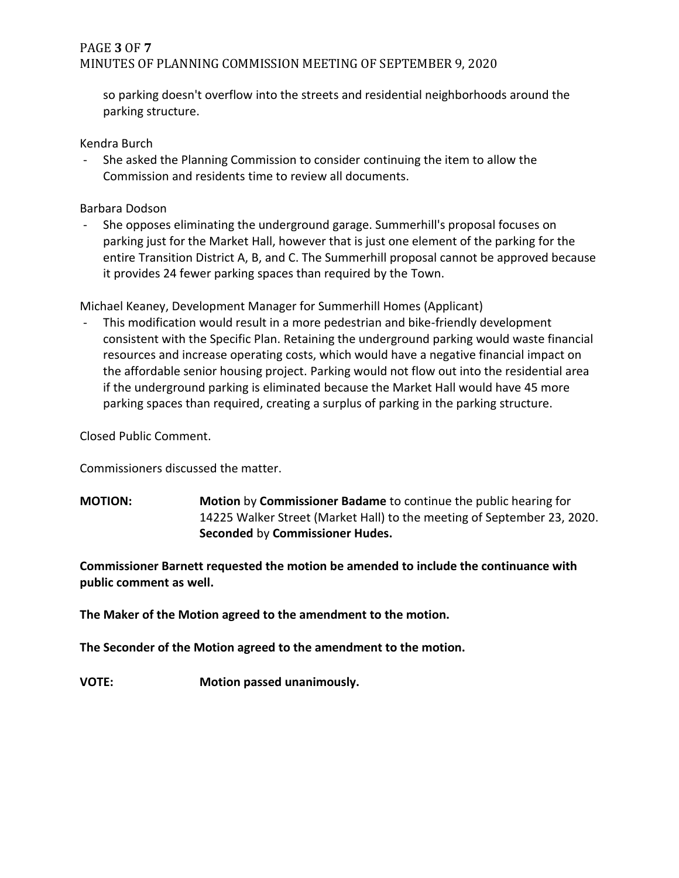so parking doesn't overflow into the streets and residential neighborhoods around the parking structure.

Kendra Burch

- She asked the Planning Commission to consider continuing the item to allow the Commission and residents time to review all documents.

Barbara Dodson

- She opposes eliminating the underground garage. Summerhill's proposal focuses on parking just for the Market Hall, however that is just one element of the parking for the entire Transition District A, B, and C. The Summerhill proposal cannot be approved because it provides 24 fewer parking spaces than required by the Town.

Michael Keaney, Development Manager for Summerhill Homes (Applicant)

- This modification would result in a more pedestrian and bike-friendly development consistent with the Specific Plan. Retaining the underground parking would waste financial resources and increase operating costs, which would have a negative financial impact on the affordable senior housing project. Parking would not flow out into the residential area if the underground parking is eliminated because the Market Hall would have 45 more parking spaces than required, creating a surplus of parking in the parking structure.

Closed Public Comment.

Commissioners discussed the matter.

**MOTION:** **Motion** by **Commissioner Badame** to continue the public hearing for 14225 Walker Street (Market Hall) to the meeting of September 23, 2020. **Seconded** by **Commissioner Hudes.**

**Commissioner Barnett requested the motion be amended to include the continuance with public comment as well.**

**The Maker of the Motion agreed to the amendment to the motion.**

**The Seconder of the Motion agreed to the amendment to the motion.**

**VOTE:** **Motion passed unanimously.**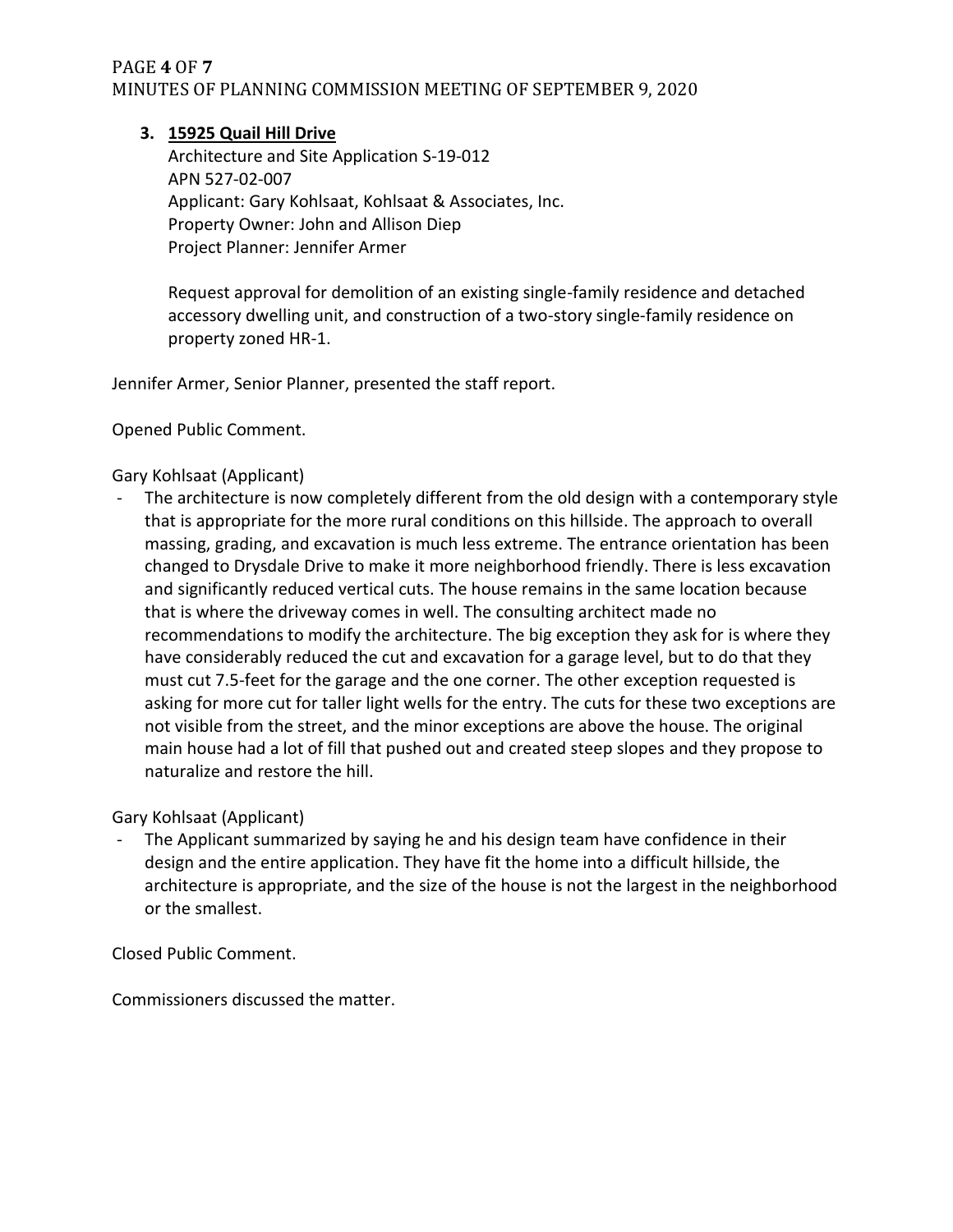3. **15925 Quail Hill Drive**

   Architecture and Site Application S-19-012
   APN 527-02-007
   Applicant: Gary Kohlsaat, Kohlsaat & Associates, Inc.
   Property Owner: John and Allison Diep
   Project Planner: Jennifer Armer

   Request approval for demolition of an existing single-family residence and detached accessory dwelling unit, and construction of a two-story single-family residence on property zoned HR-1.

Jennifer Armer, Senior Planner, presented the staff report.

Opened Public Comment.

Gary Kohlsaat (Applicant)

- The architecture is now completely different from the old design with a contemporary style that is appropriate for the more rural conditions on this hillside. The approach to overall massing, grading, and excavation is much less extreme. The entrance orientation has been changed to Drysdale Drive to make it more neighborhood friendly. There is less excavation and significantly reduced vertical cuts. The house remains in the same location because that is where the driveway comes in well. The consulting architect made no recommendations to modify the architecture. The big exception they ask for is where they have considerably reduced the cut and excavation for a garage level, but to do that they must cut 7.5-feet for the garage and the one corner. The other exception requested is asking for more cut for taller light wells for the entry. The cuts for these two exceptions are not visible from the street, and the minor exceptions are above the house. The original main house had a lot of fill that pushed out and created steep slopes and they propose to naturalize and restore the hill.

Gary Kohlsaat (Applicant)

- The Applicant summarized by saying he and his design team have confidence in their design and the entire application. They have fit the home into a difficult hillside, the architecture is appropriate, and the size of the house is not the largest in the neighborhood or the smallest.

Closed Public Comment.

Commissioners discussed the matter.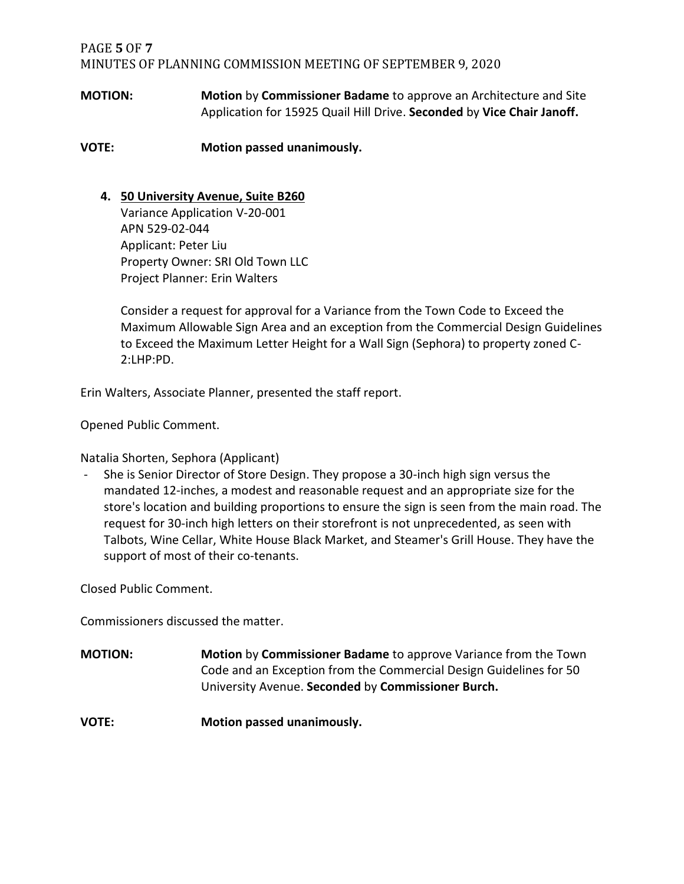**MOTION:** **Motion** by **Commissioner Badame** to approve an Architecture and Site Application for 15925 Quail Hill Drive. **Seconded** by **Vice Chair Janoff.**

**VOTE:** **Motion passed unanimously.**

4. **50 University Avenue, Suite B260**
   Variance Application V-20-001
   APN 529-02-044
   Applicant: Peter Liu
   Property Owner: SRI Old Town LLC
   Project Planner: Erin Walters

   Consider a request for approval for a Variance from the Town Code to Exceed the Maximum Allowable Sign Area and an exception from the Commercial Design Guidelines to Exceed the Maximum Letter Height for a Wall Sign (Sephora) to property zoned C-2:LHP:PD.

Erin Walters, Associate Planner, presented the staff report.

Opened Public Comment.

Natalia Shorten, Sephora (Applicant)

- She is Senior Director of Store Design. They propose a 30-inch high sign versus the mandated 12-inches, a modest and reasonable request and an appropriate size for the store's location and building proportions to ensure the sign is seen from the main road. The request for 30-inch high letters on their storefront is not unprecedented, as seen with Talbots, Wine Cellar, White House Black Market, and Steamer's Grill House. They have the support of most of their co-tenants.

Closed Public Comment.

Commissioners discussed the matter.

**MOTION:** **Motion** by **Commissioner Badame** to approve Variance from the Town Code and an Exception from the Commercial Design Guidelines for 50 University Avenue. **Seconded** by **Commissioner Burch.**

**VOTE:** **Motion passed unanimously.**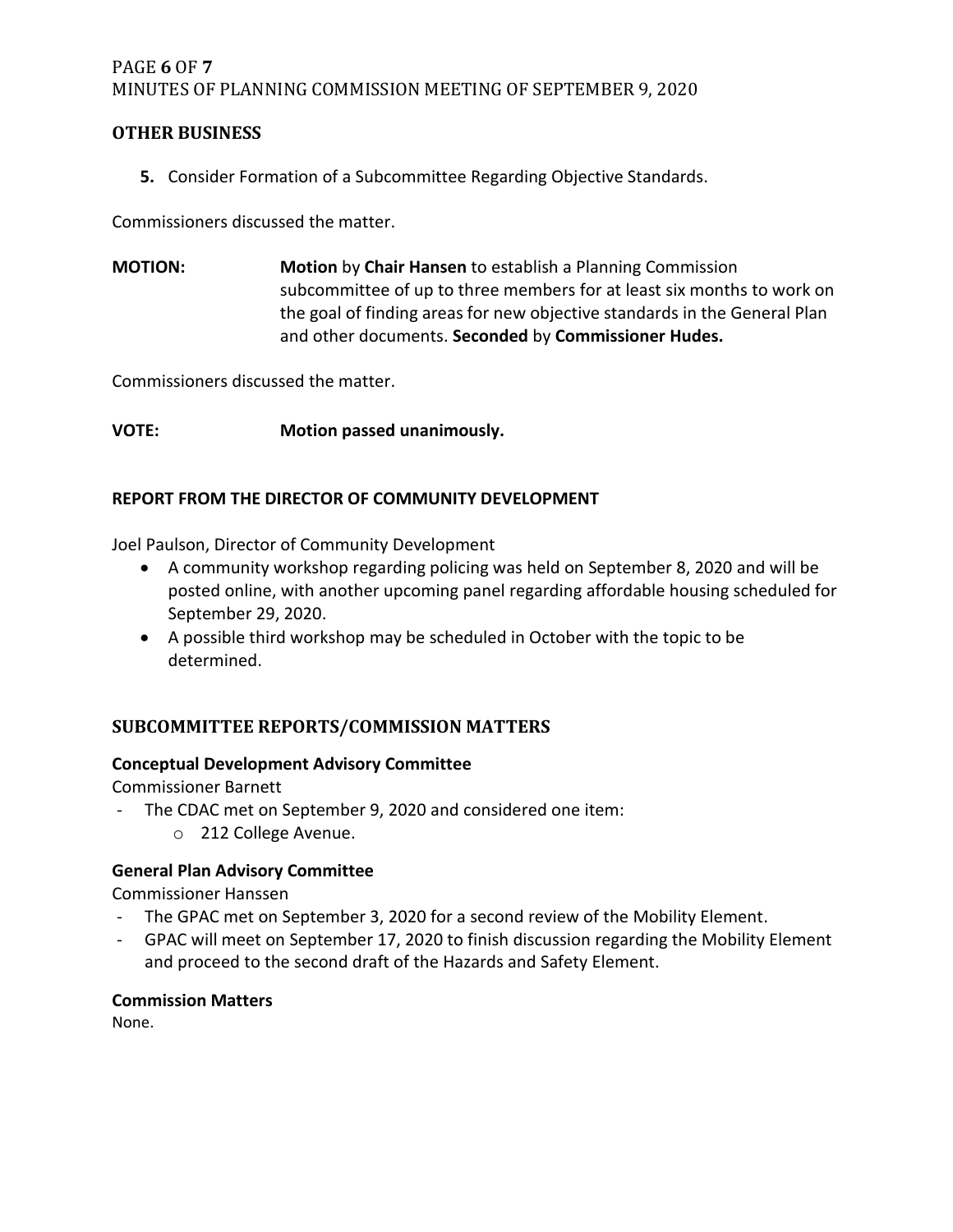## OTHER BUSINESS

**5.** Consider Formation of a Subcommittee Regarding Objective Standards.

Commissioners discussed the matter.

**MOTION:** **Motion** by **Chair Hansen** to establish a Planning Commission subcommittee of up to three members for at least six months to work on the goal of finding areas for new objective standards in the General Plan and other documents. **Seconded** by **Commissioner Hudes.**

Commissioners discussed the matter.

**VOTE:** **Motion passed unanimously.**

### REPORT FROM THE DIRECTOR OF COMMUNITY DEVELOPMENT

Joel Paulson, Director of Community Development

- A community workshop regarding policing was held on September 8, 2020 and will be posted online, with another upcoming panel regarding affordable housing scheduled for September 29, 2020.
- A possible third workshop may be scheduled in October with the topic to be determined.

## SUBCOMMITTEE REPORTS/COMMISSION MATTERS

**Conceptual Development Advisory Committee**

Commissioner Barnett

- The CDAC met on September 9, 2020 and considered one item:
  - 212 College Avenue.

**General Plan Advisory Committee**

Commissioner Hanssen

- The GPAC met on September 3, 2020 for a second review of the Mobility Element.
- GPAC will meet on September 17, 2020 to finish discussion regarding the Mobility Element and proceed to the second draft of the Hazards and Safety Element.

**Commission Matters**

None.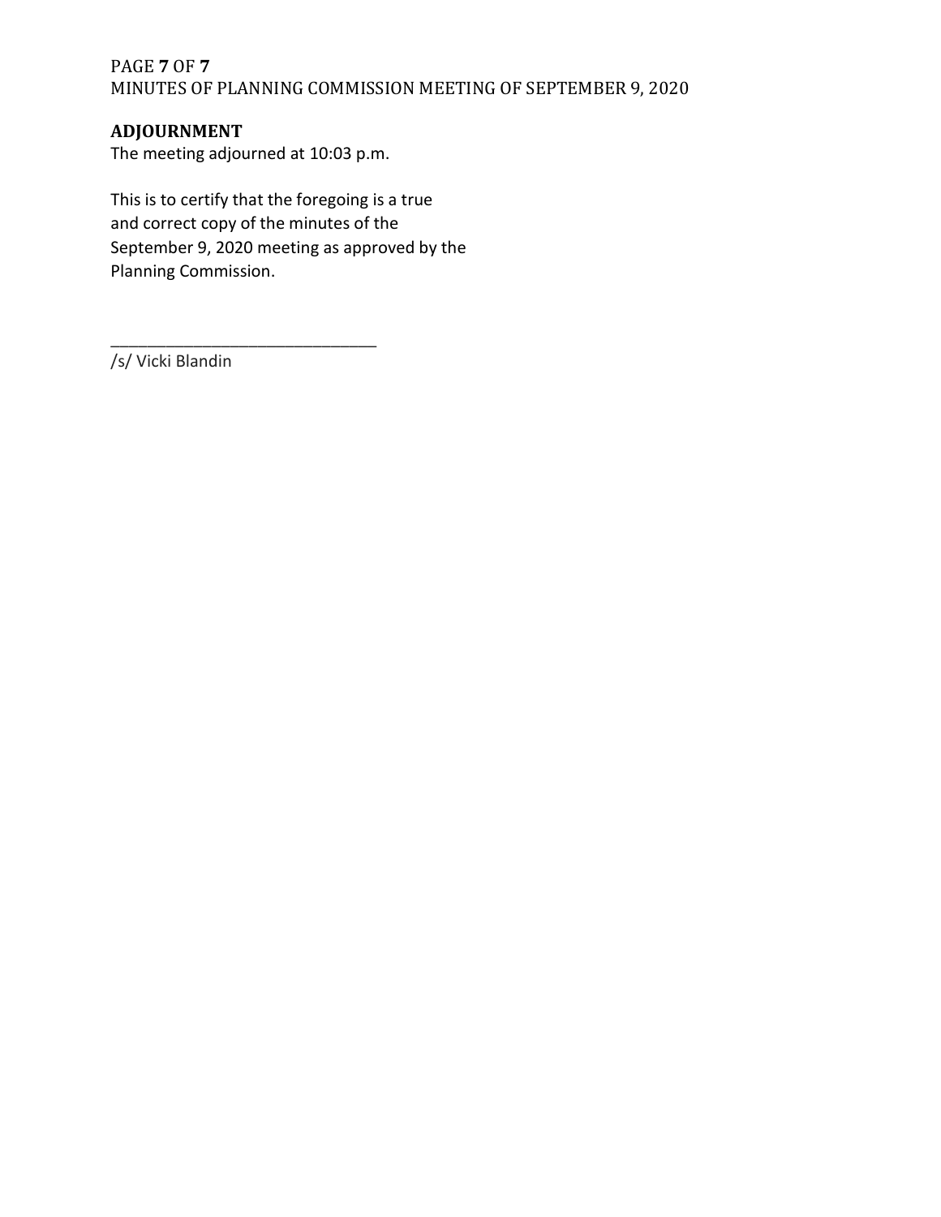**ADJOURNMENT**

The meeting adjourned at 10:03 p.m.

This is to certify that the foregoing is a true and correct copy of the minutes of the September 9, 2020 meeting as approved by the Planning Commission.

______________________________

/s/ Vicki Blandin